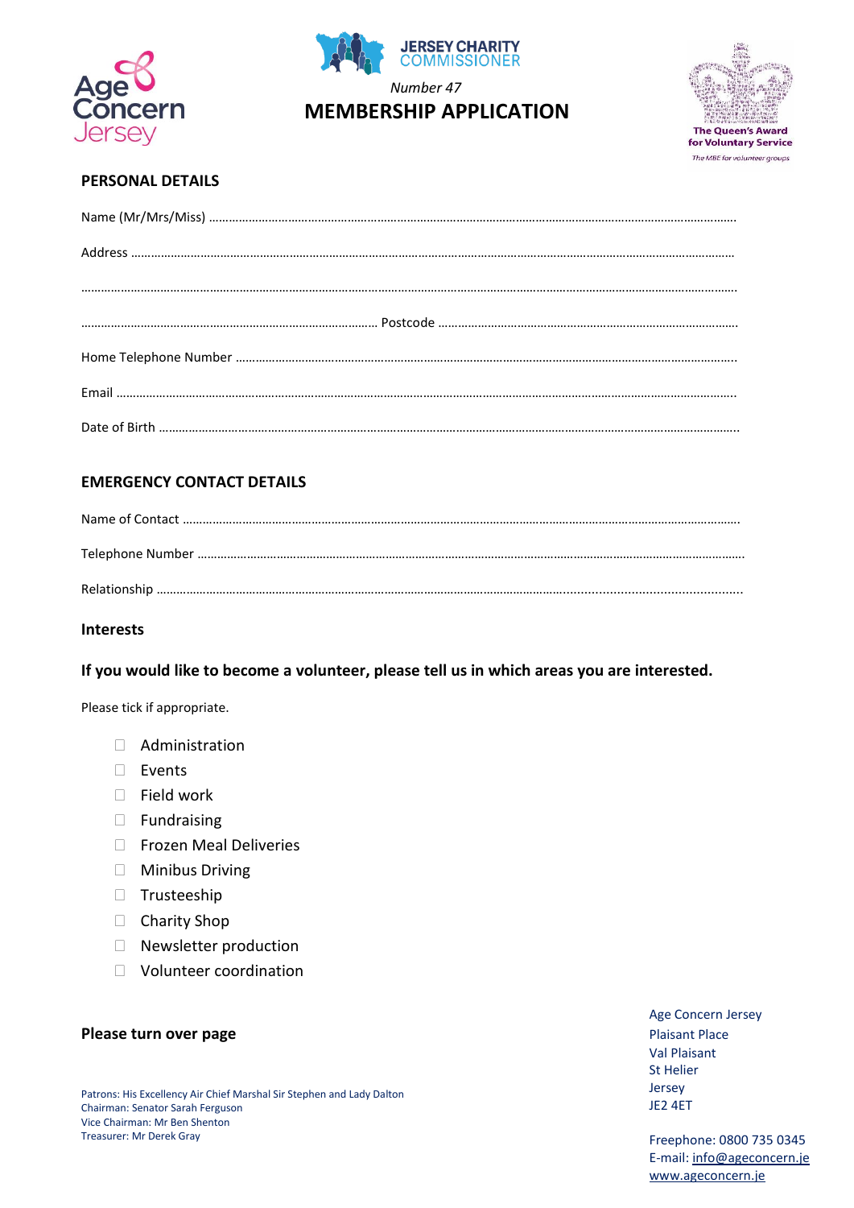Age Concern Jersey

JERSEY CHARITY COMMISSIONER

*Number 47*

# MEMBERSHIP APPLICATION

The Queen's Award for Voluntary Service
*The MBE for volunteer groups*

## PERSONAL DETAILS

Name (Mr/Mrs/Miss) ……………………………………………………………………………………………………………………………

Address ……………………………………………………………………………………………………………………………………………

……………………………………………………………………………………………………………………………………………………………

……………………………………………………………………… Postcode ………………………………………………………………………

Home Telephone Number …………………………………………………………………………………………………………………

Email ……………………………………………………………………………………………………………………………………………………

Date of Birth ………………………………………………………………………………………………………………………………………

## EMERGENCY CONTACT DETAILS

Name of Contact …………………………………………………………………………………………………………………………………

Telephone Number ………………………………………………………………………………………………………………………………

Relationship …………………………………………………………………………………………………………………………………………

## Interests

**If you would like to become a volunteer, please tell us in which areas you are interested.**

Please tick if appropriate.

- ☐ Administration
- ☐ Events
- ☐ Field work
- ☐ Fundraising
- ☐ Frozen Meal Deliveries
- ☐ Minibus Driving
- ☐ Trusteeship
- ☐ Charity Shop
- ☐ Newsletter production
- ☐ Volunteer coordination

**Please turn over page**

Patrons: His Excellency Air Chief Marshal Sir Stephen and Lady Dalton
Chairman: Senator Sarah Ferguson
Vice Chairman: Mr Ben Shenton
Treasurer: Mr Derek Gray

Age Concern Jersey
Plaisant Place
Val Plaisant
St Helier
Jersey
JE2 4ET

Freephone: 0800 735 0345
E-mail: info@ageconcern.je
www.ageconcern.je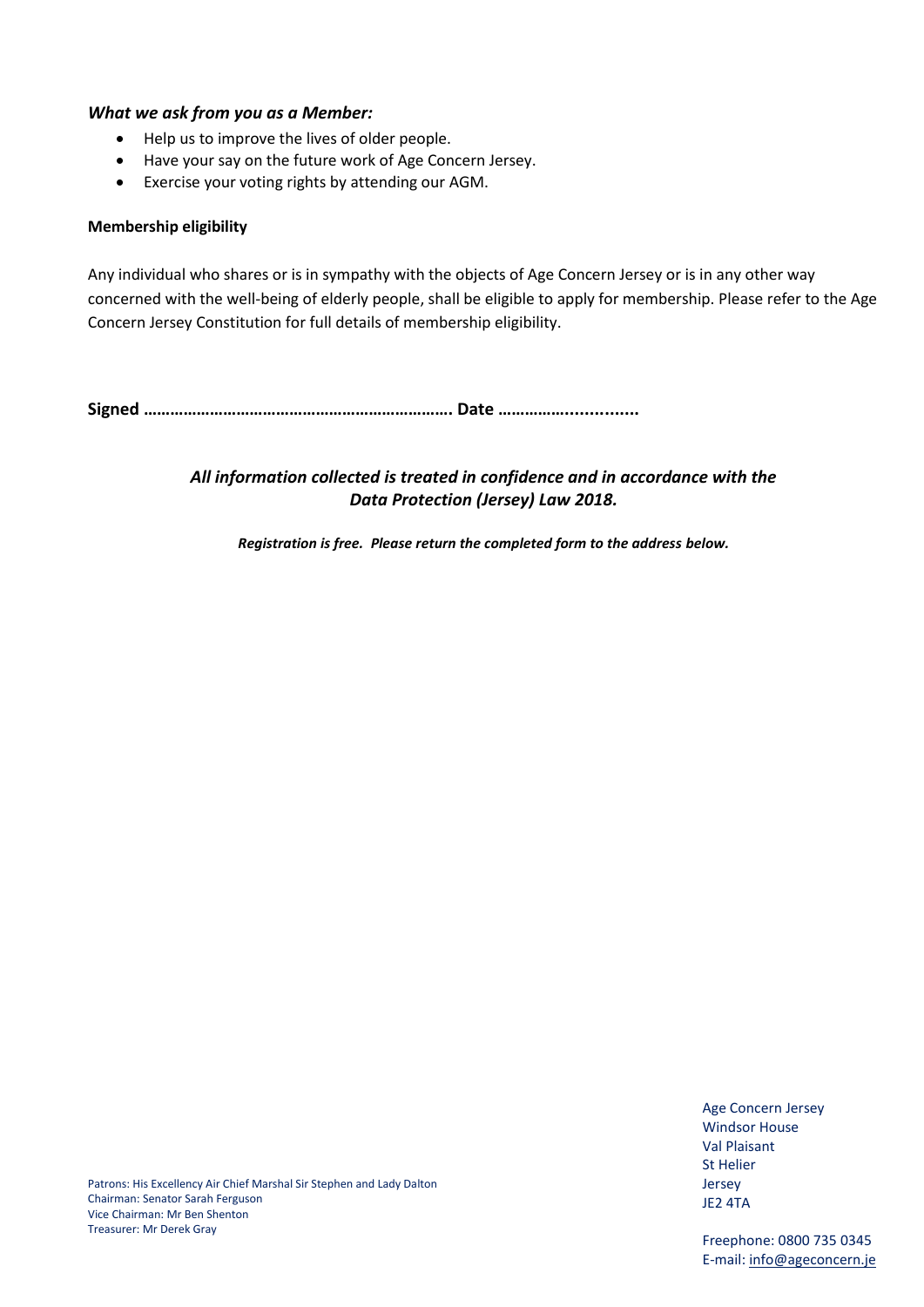***What we ask from you as a Member:***

- Help us to improve the lives of older people.
- Have your say on the future work of Age Concern Jersey.
- Exercise your voting rights by attending our AGM.

**Membership eligibility**

Any individual who shares or is in sympathy with the objects of Age Concern Jersey or is in any other way concerned with the well-being of elderly people, shall be eligible to apply for membership. Please refer to the Age Concern Jersey Constitution for full details of membership eligibility.

**Signed ……………………………………………………………. Date …………….............**

***All information collected is treated in confidence and in accordance with the Data Protection (Jersey) Law 2018.***

***Registration is free. Please return the completed form to the address below.***

Patrons: His Excellency Air Chief Marshal Sir Stephen and Lady Dalton
Chairman: Senator Sarah Ferguson
Vice Chairman: Mr Ben Shenton
Treasurer: Mr Derek Gray

Age Concern Jersey
Windsor House
Val Plaisant
St Helier
Jersey
JE2 4TA

Freephone: 0800 735 0345
E-mail: info@ageconcern.je